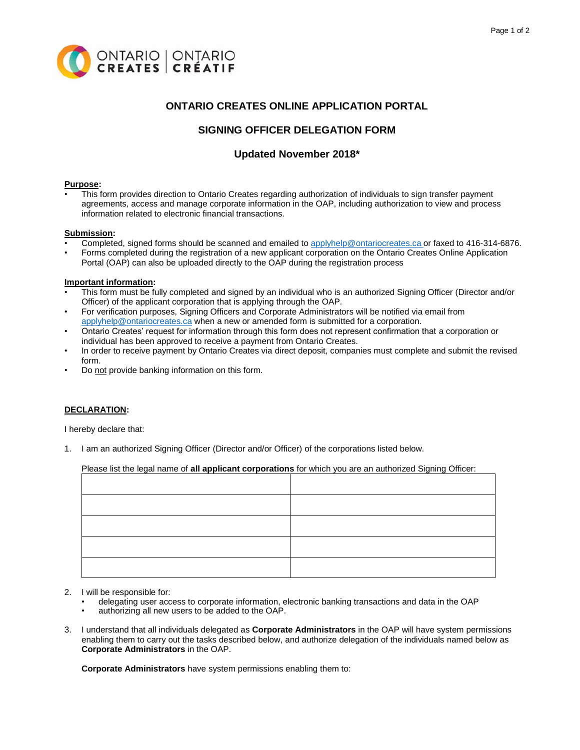# ONTARIO CREATES ONLINE APPLICATION PORTAL

## SIGNING OFFICER DELEGATION FORM

### Updated November 2018*

**Purpose:**

- This form provides direction to Ontario Creates regarding authorization of individuals to sign transfer payment agreements, access and manage corporate information in the OAP, including authorization to view and process information related to electronic financial transactions.

**Submission:**

- Completed, signed forms should be scanned and emailed to applyhelp@ontariocreates.ca or faxed to 416-314-6876.
- Forms completed during the registration of a new applicant corporation on the Ontario Creates Online Application Portal (OAP) can also be uploaded directly to the OAP during the registration process

**Important information:**

- This form must be fully completed and signed by an individual who is an authorized Signing Officer (Director and/or Officer) of the applicant corporation that is applying through the OAP.
- For verification purposes, Signing Officers and Corporate Administrators will be notified via email from applyhelp@ontariocreates.ca when a new or amended form is submitted for a corporation.
- Ontario Creates' request for information through this form does not represent confirmation that a corporation or individual has been approved to receive a payment from Ontario Creates.
- In order to receive payment by Ontario Creates via direct deposit, companies must complete and submit the revised form.
- Do not provide banking information on this form.

**DECLARATION:**

I hereby declare that:

1. I am an authorized Signing Officer (Director and/or Officer) of the corporations listed below.

   Please list the legal name of **all applicant corporations** for which you are an authorized Signing Officer:

| | |
|---|---|
| | |
| | |
| | |
| | |
| | |

2. I will be responsible for:
   - delegating user access to corporate information, electronic banking transactions and data in the OAP
   - authorizing all new users to be added to the OAP.

3. I understand that all individuals delegated as **Corporate Administrators** in the OAP will have system permissions enabling them to carry out the tasks described below, and authorize delegation of the individuals named below as **Corporate Administrators** in the OAP.

   **Corporate Administrators** have system permissions enabling them to: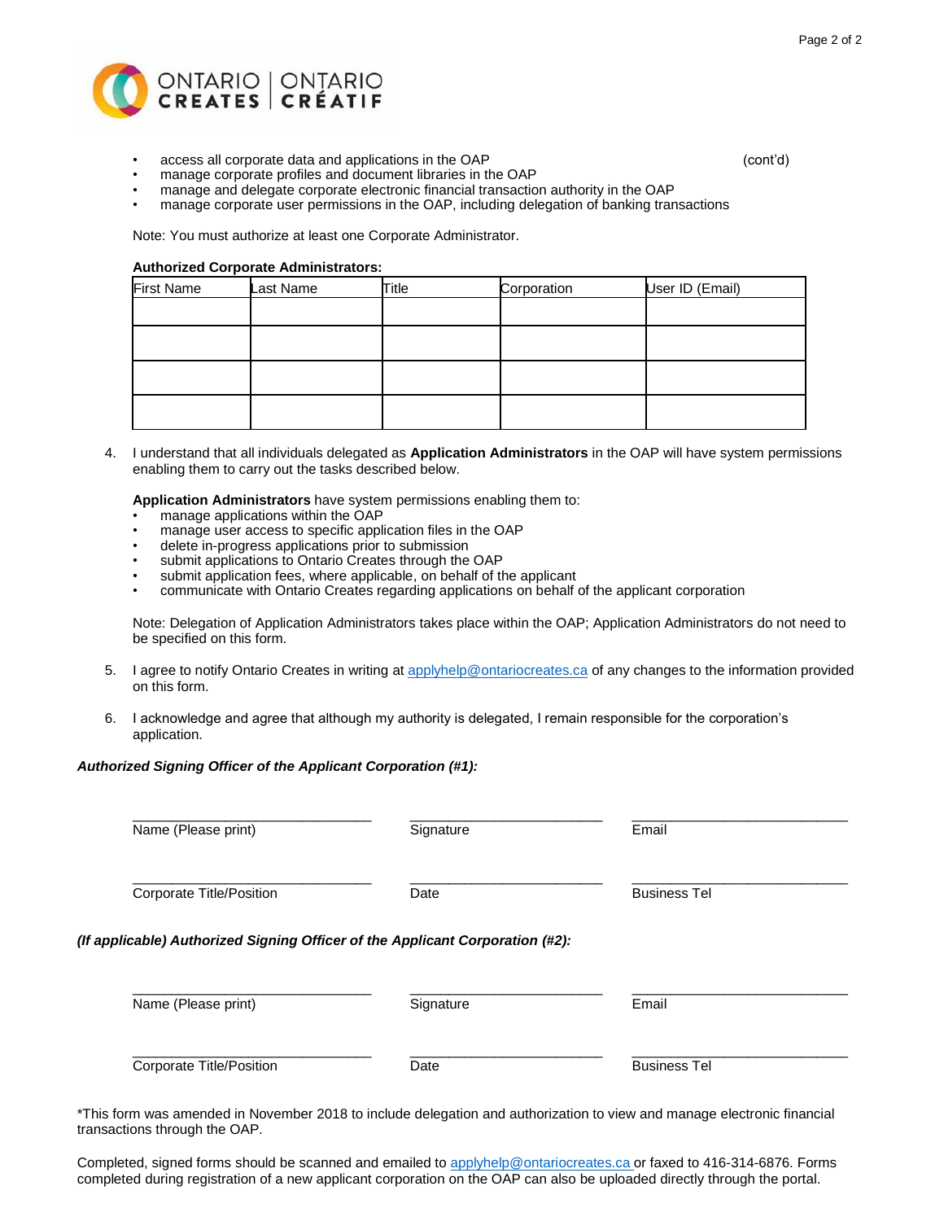- access all corporate data and applications in the OAP (cont'd)
- manage corporate profiles and document libraries in the OAP
- manage and delegate corporate electronic financial transaction authority in the OAP
- manage corporate user permissions in the OAP, including delegation of banking transactions

Note: You must authorize at least one Corporate Administrator.

**Authorized Corporate Administrators:**

| First Name | Last Name | Title | Corporation | User ID (Email) |
|---|---|---|---|---|
| | | | | |
| | | | | |
| | | | | |
| | | | | |

4. I understand that all individuals delegated as **Application Administrators** in the OAP will have system permissions enabling them to carry out the tasks described below.

   **Application Administrators** have system permissions enabling them to:
   - manage applications within the OAP
   - manage user access to specific application files in the OAP
   - delete in-progress applications prior to submission
   - submit applications to Ontario Creates through the OAP
   - submit application fees, where applicable, on behalf of the applicant
   - communicate with Ontario Creates regarding applications on behalf of the applicant corporation

   Note: Delegation of Application Administrators takes place within the OAP; Application Administrators do not need to be specified on this form.

5. I agree to notify Ontario Creates in writing at applyhelp@ontariocreates.ca of any changes to the information provided on this form.

6. I acknowledge and agree that although my authority is delegated, I remain responsible for the corporation's application.

***Authorized Signing Officer of the Applicant Corporation (#1):***

_______________________________ Name (Please print)

_______________________________ Signature

_______________________________ Email

_______________________________ Corporate Title/Position

_______________________________ Date

_______________________________ Business Tel

***(If applicable) Authorized Signing Officer of the Applicant Corporation (#2):***

_______________________________ Name (Please print)

_______________________________ Signature

_______________________________ Email

_______________________________ Corporate Title/Position

_______________________________ Date

_______________________________ Business Tel

*This form was amended in November 2018 to include delegation and authorization to view and manage electronic financial transactions through the OAP.

Completed, signed forms should be scanned and emailed to applyhelp@ontariocreates.ca or faxed to 416-314-6876. Forms completed during registration of a new applicant corporation on the OAP can also be uploaded directly through the portal.